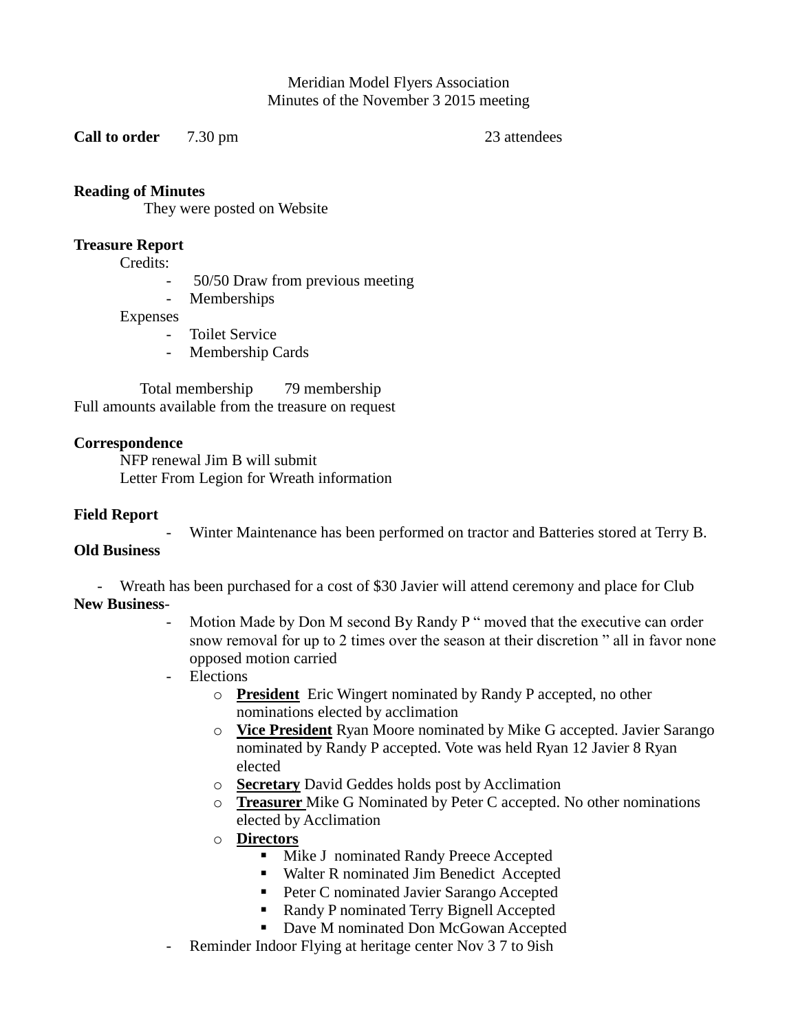Meridian Model Flyers Association
Minutes of the November 3 2015 meeting

**Call to order** 7.30 pm 23 attendees

**Reading of Minutes**

They were posted on Website

**Treasure Report**

Credits:

- 50/50 Draw from previous meeting
- Memberships

Expenses

- Toilet Service
- Membership Cards

Total membership 79 membership
Full amounts available from the treasure on request

**Correspondence**

NFP renewal Jim B will submit
Letter From Legion for Wreath information

**Field Report**

- Winter Maintenance has been performed on tractor and Batteries stored at Terry B.

**Old Business**

- Wreath has been purchased for a cost of $30 Javier will attend ceremony and place for Club

**New Business**-

- Motion Made by Don M second By Randy P " moved that the executive can order snow removal for up to 2 times over the season at their discretion " all in favor none opposed motion carried
- Elections
  - **President** Eric Wingert nominated by Randy P accepted, no other nominations elected by acclimation
  - **Vice President** Ryan Moore nominated by Mike G accepted. Javier Sarango nominated by Randy P accepted. Vote was held Ryan 12 Javier 8 Ryan elected
  - **Secretary** David Geddes holds post by Acclimation
  - **Treasurer** Mike G Nominated by Peter C accepted. No other nominations elected by Acclimation
  - **Directors**
    - Mike J nominated Randy Preece Accepted
    - Walter R nominated Jim Benedict Accepted
    - Peter C nominated Javier Sarango Accepted
    - Randy P nominated Terry Bignell Accepted
    - Dave M nominated Don McGowan Accepted
- Reminder Indoor Flying at heritage center Nov 3 7 to 9ish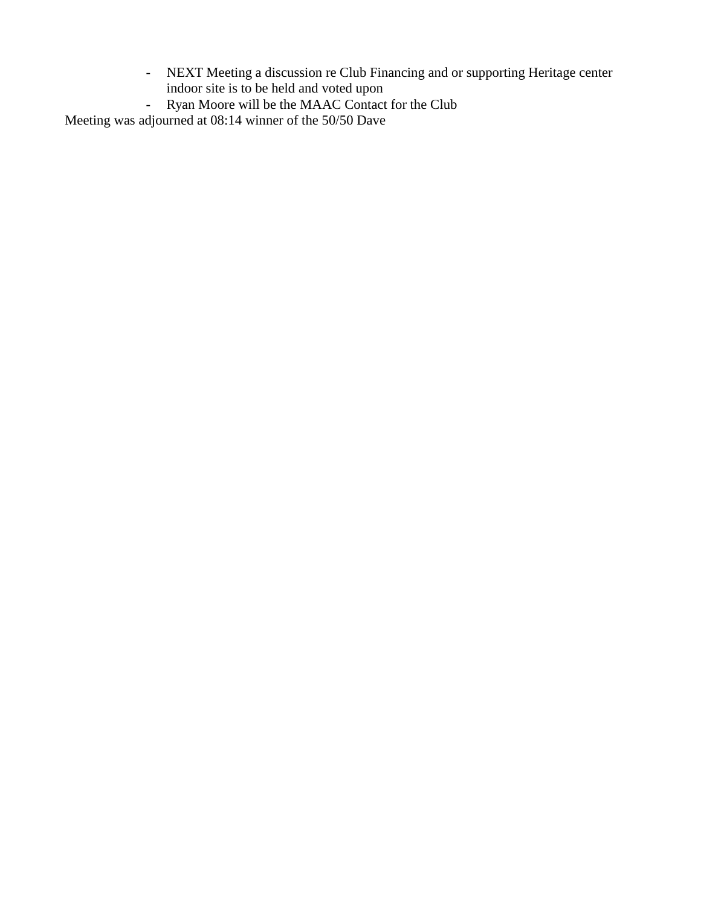- NEXT Meeting a discussion re Club Financing and or supporting Heritage center indoor site is to be held and voted upon
- Ryan Moore will be the MAAC Contact for the Club

Meeting was adjourned at 08:14 winner of the 50/50 Dave